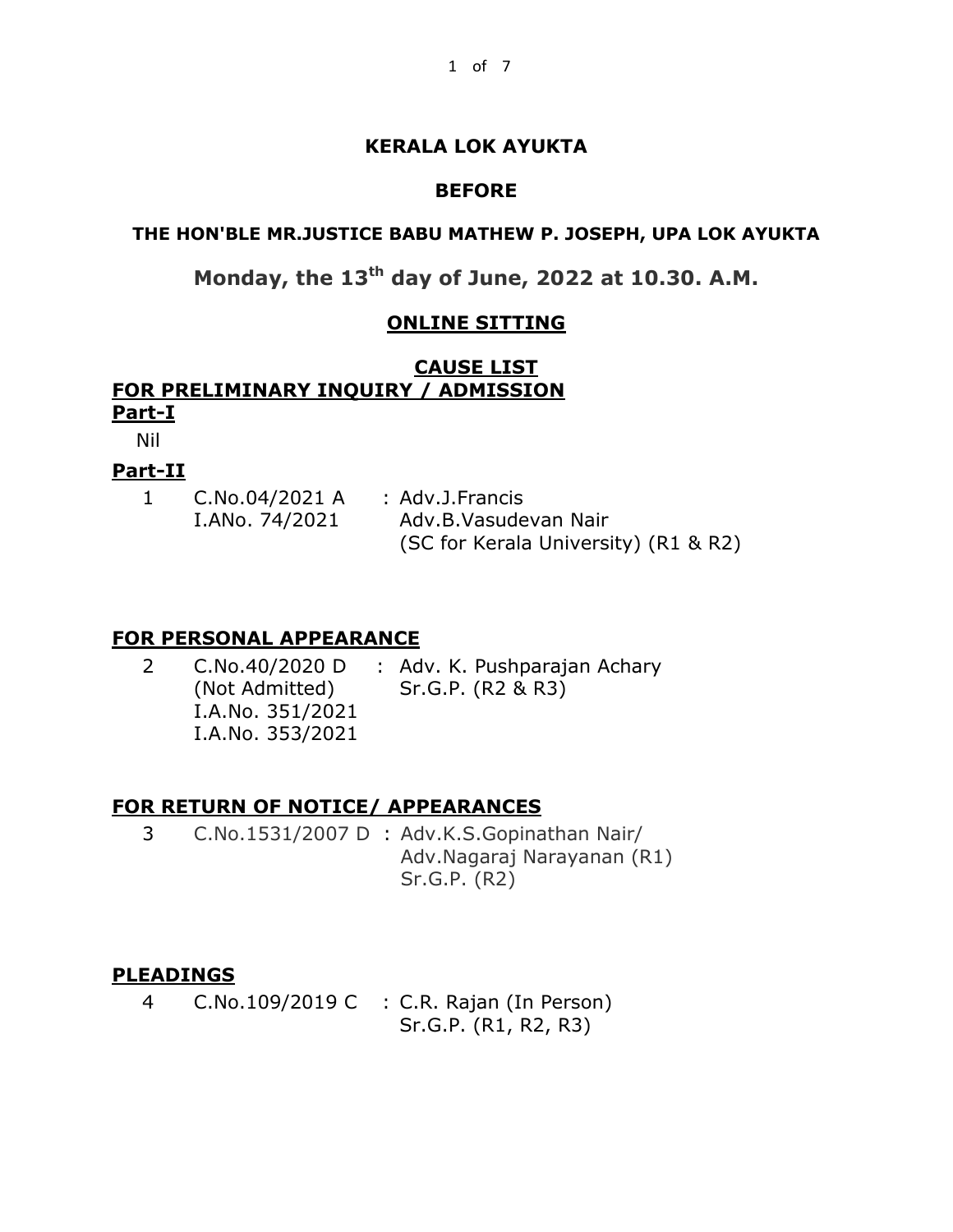# KERALA LOK AYUKTA

## BEFORE

### THE HON'BLE MR.JUSTICE BABU MATHEW P. JOSEPH, UPA LOK AYUKTA

## Monday, the 13th day of June, 2022 at 10.30. A.M.

### ONLINE SITTING

### CAUSE LIST

### FOR PRELIMINARY INQUIRY / ADMISSION

**Part-I**

Nil

**Part-II**

| | | | |
|---|---|---|---|
| 1 | C.No.04/2021 A<br>I.ANo. 74/2021 | : | Adv.J.Francis<br>Adv.B.Vasudevan Nair<br>(SC for Kerala University) (R1 & R2) |

### FOR PERSONAL APPEARANCE

| | | | |
|---|---|---|---|
| 2 | C.No.40/2020 D<br>(Not Admitted)<br>I.A.No. 351/2021<br>I.A.No. 353/2021 | : | Adv. K. Pushparajan Achary<br>Sr.G.P. (R2 & R3) |

### FOR RETURN OF NOTICE/ APPEARANCES

| | | | |
|---|---|---|---|
| 3 | C.No.1531/2007 D | : | Adv.K.S.Gopinathan Nair/<br>Adv.Nagaraj Narayanan (R1)<br>Sr.G.P. (R2) |

### PLEADINGS

| | | | |
|---|---|---|---|
| 4 | C.No.109/2019 C | : | C.R. Rajan (In Person)<br>Sr.G.P. (R1, R2, R3) |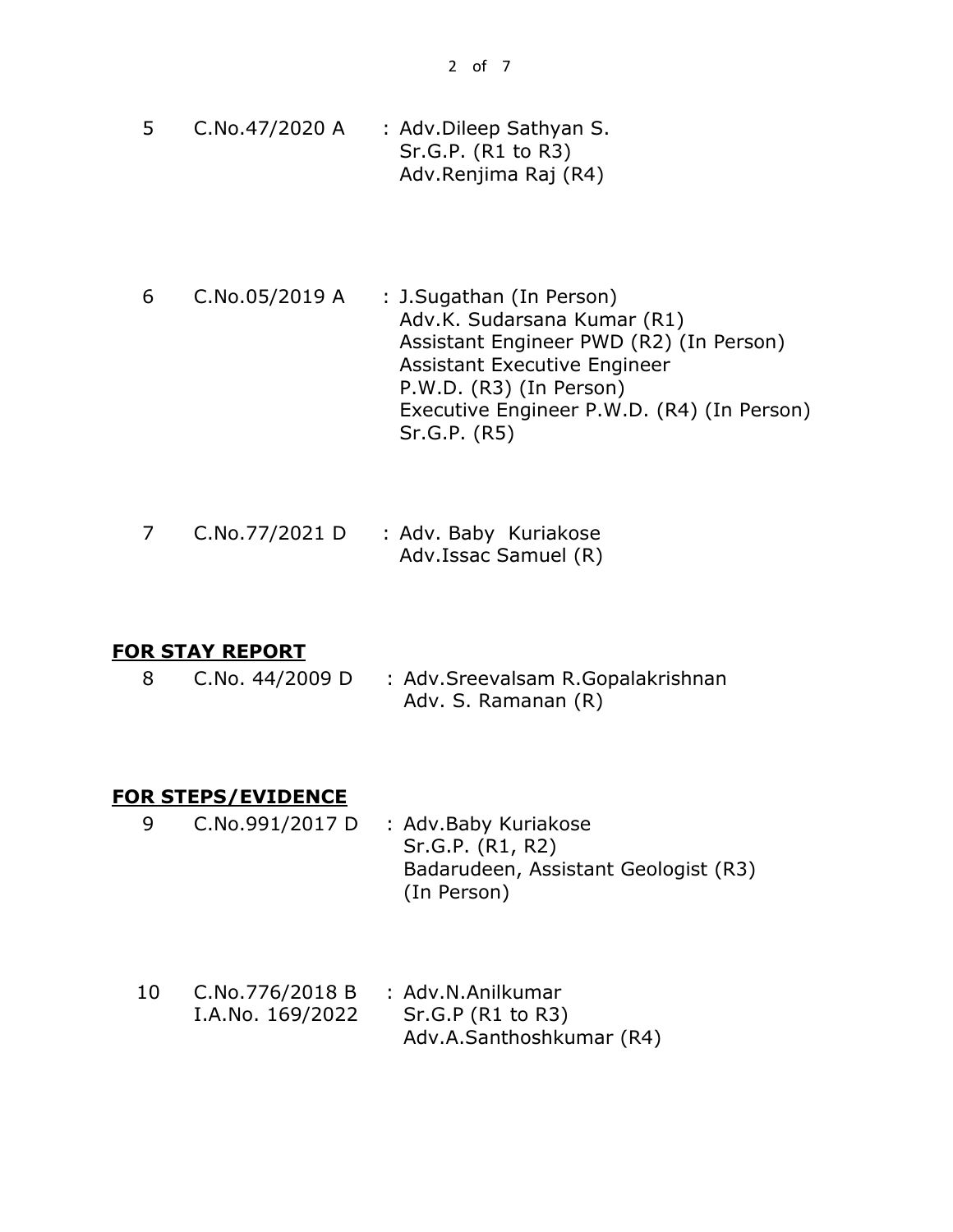| | | |
|---|---|---|
| 5 | C.No.47/2020 A | : Adv.Dileep Sathyan S.<br>Sr.G.P. (R1 to R3)<br>Adv.Renjima Raj (R4) |
| 6 | C.No.05/2019 A | : J.Sugathan (In Person)<br>Adv.K. Sudarsana Kumar (R1)<br>Assistant Engineer PWD (R2) (In Person)<br>Assistant Executive Engineer<br>P.W.D. (R3) (In Person)<br>Executive Engineer P.W.D. (R4) (In Person)<br>Sr.G.P. (R5) |
| 7 | C.No.77/2021 D | : Adv. Baby Kuriakose<br>Adv.Issac Samuel (R) |

**FOR STAY REPORT**

| | | |
|---|---|---|
| 8 | C.No. 44/2009 D | : Adv.Sreevalsam R.Gopalakrishnan<br>Adv. S. Ramanan (R) |

**FOR STEPS/EVIDENCE**

| | | |
|---|---|---|
| 9 | C.No.991/2017 D | : Adv.Baby Kuriakose<br>Sr.G.P. (R1, R2)<br>Badarudeen, Assistant Geologist (R3)<br>(In Person) |
| 10 | C.No.776/2018 B<br>I.A.No. 169/2022 | : Adv.N.Anilkumar<br>Sr.G.P (R1 to R3)<br>Adv.A.Santhoshkumar (R4) |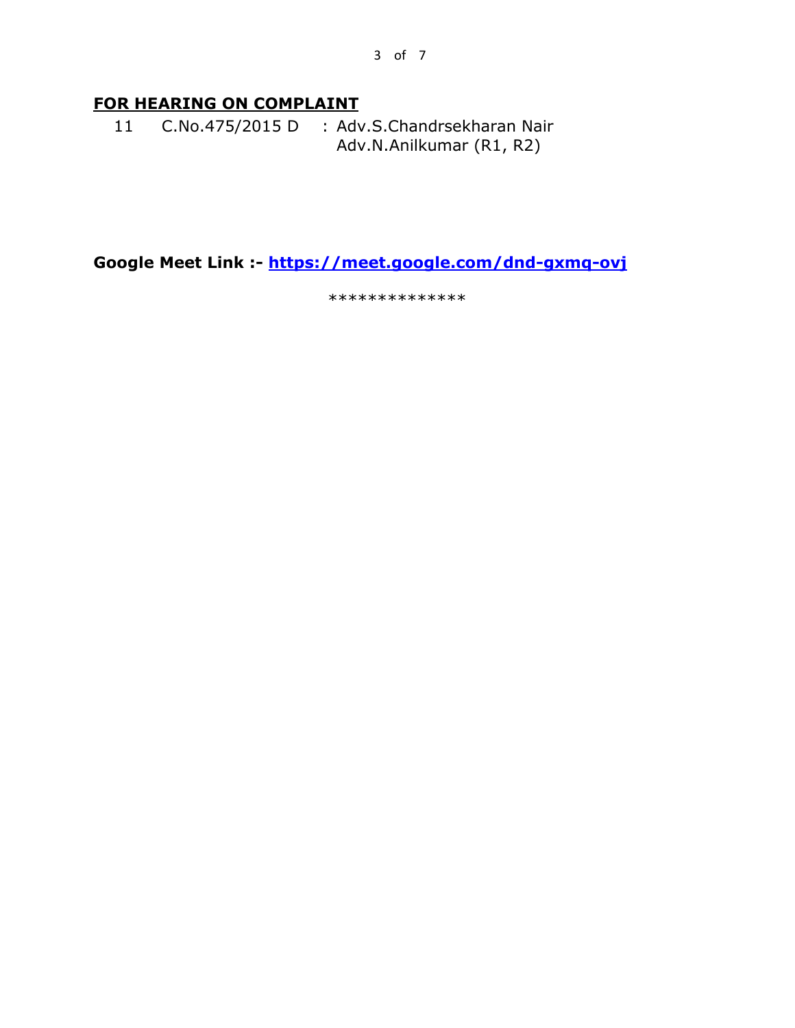## FOR HEARING ON COMPLAINT

| | | |
|---|---|---|
| 11 | C.No.475/2015 D | : Adv.S.Chandrsekharan Nair<br>Adv.N.Anilkumar (R1, R2) |

**Google Meet Link :- https://meet.google.com/dnd-gxmq-ovj**

**************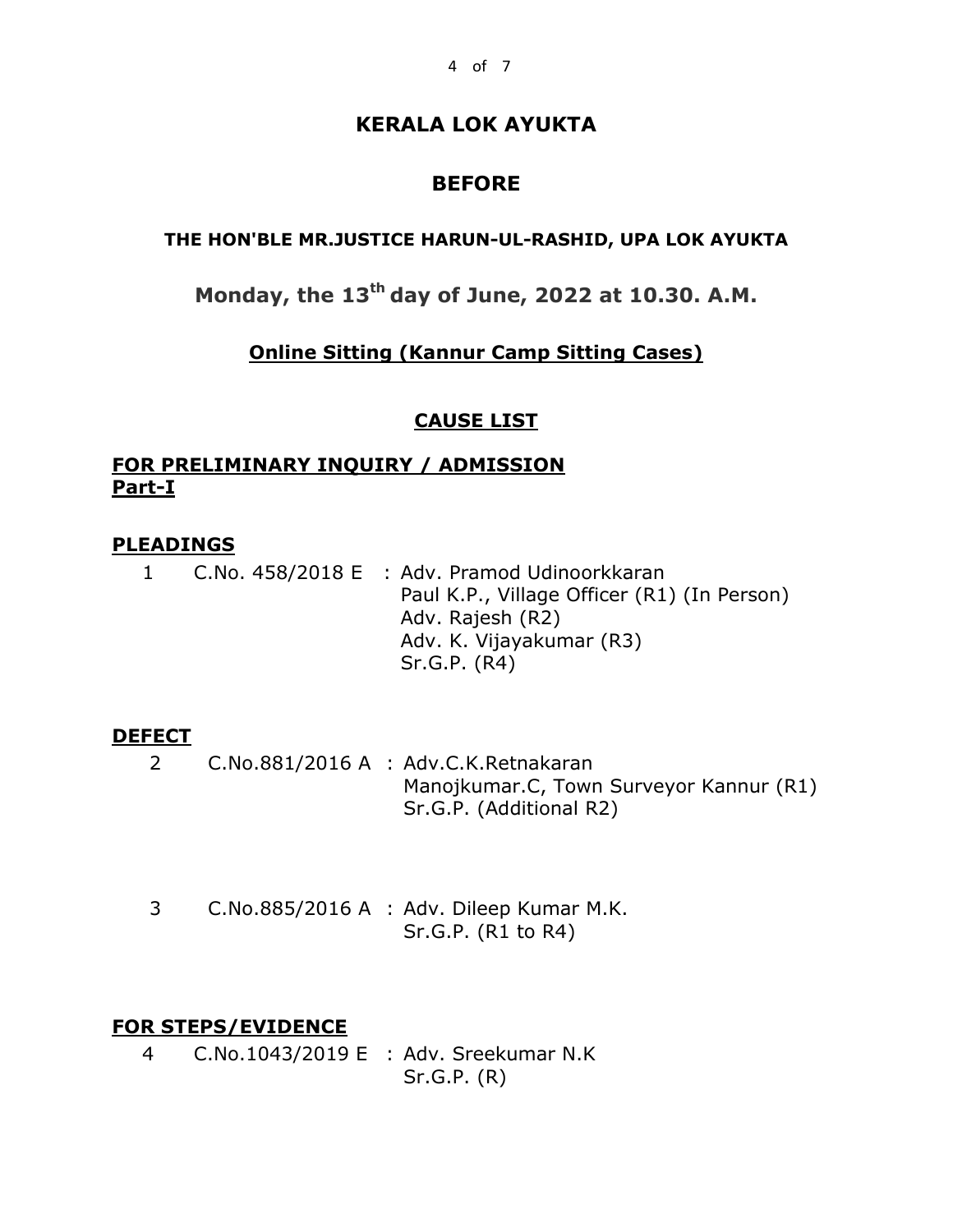# KERALA LOK AYUKTA

## BEFORE

### THE HON'BLE MR.JUSTICE HARUN-UL-RASHID, UPA LOK AYUKTA

## Monday, the 13th day of June, 2022 at 10.30. A.M.

### Online Sitting (Kannur Camp Sitting Cases)

### CAUSE LIST

**FOR PRELIMINARY INQUIRY / ADMISSION**
**Part-I**

**PLEADINGS**

1 C.No. 458/2018 E : Adv. Pramod Udinoorkkaran
Paul K.P., Village Officer (R1) (In Person)
Adv. Rajesh (R2)
Adv. K. Vijayakumar (R3)
Sr.G.P. (R4)

**DEFECT**

2 C.No.881/2016 A : Adv.C.K.Retnakaran
Manojkumar.C, Town Surveyor Kannur (R1)
Sr.G.P. (Additional R2)

3 C.No.885/2016 A : Adv. Dileep Kumar M.K.
Sr.G.P. (R1 to R4)

**FOR STEPS/EVIDENCE**

4 C.No.1043/2019 E : Adv. Sreekumar N.K
Sr.G.P. (R)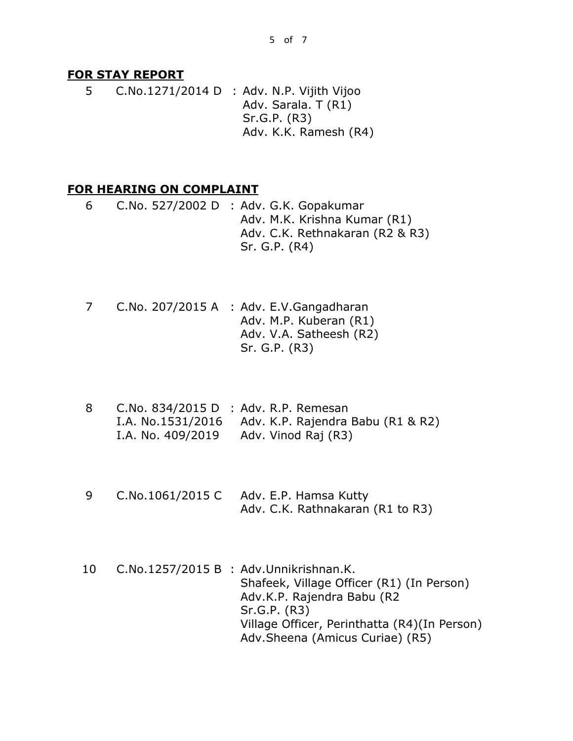## FOR STAY REPORT

| | | |
|---|---|---|
| 5 | C.No.1271/2014 D | : Adv. N.P. Vijith Vijoo<br>Adv. Sarala. T (R1)<br>Sr.G.P. (R3)<br>Adv. K.K. Ramesh (R4) |

## FOR HEARING ON COMPLAINT

| | | |
|---|---|---|
| 6 | C.No. 527/2002 D | : Adv. G.K. Gopakumar<br>Adv. M.K. Krishna Kumar (R1)<br>Adv. C.K. Rethnakaran (R2 & R3)<br>Sr. G.P. (R4) |
| 7 | C.No. 207/2015 A | : Adv. E.V.Gangadharan<br>Adv. M.P. Kuberan (R1)<br>Adv. V.A. Satheesh (R2)<br>Sr. G.P. (R3) |
| 8 | C.No. 834/2015 D<br>I.A. No.1531/2016<br>I.A. No. 409/2019 | : Adv. R.P. Remesan<br>Adv. K.P. Rajendra Babu (R1 & R2)<br>Adv. Vinod Raj (R3) |
| 9 | C.No.1061/2015 C | Adv. E.P. Hamsa Kutty<br>Adv. C.K. Rathnakaran (R1 to R3) |
| 10 | C.No.1257/2015 B | : Adv.Unnikrishnan.K.<br>Shafeek, Village Officer (R1) (In Person)<br>Adv.K.P. Rajendra Babu (R2<br>Sr.G.P. (R3)<br>Village Officer, Perinthatta (R4)(In Person)<br>Adv.Sheena (Amicus Curiae) (R5) |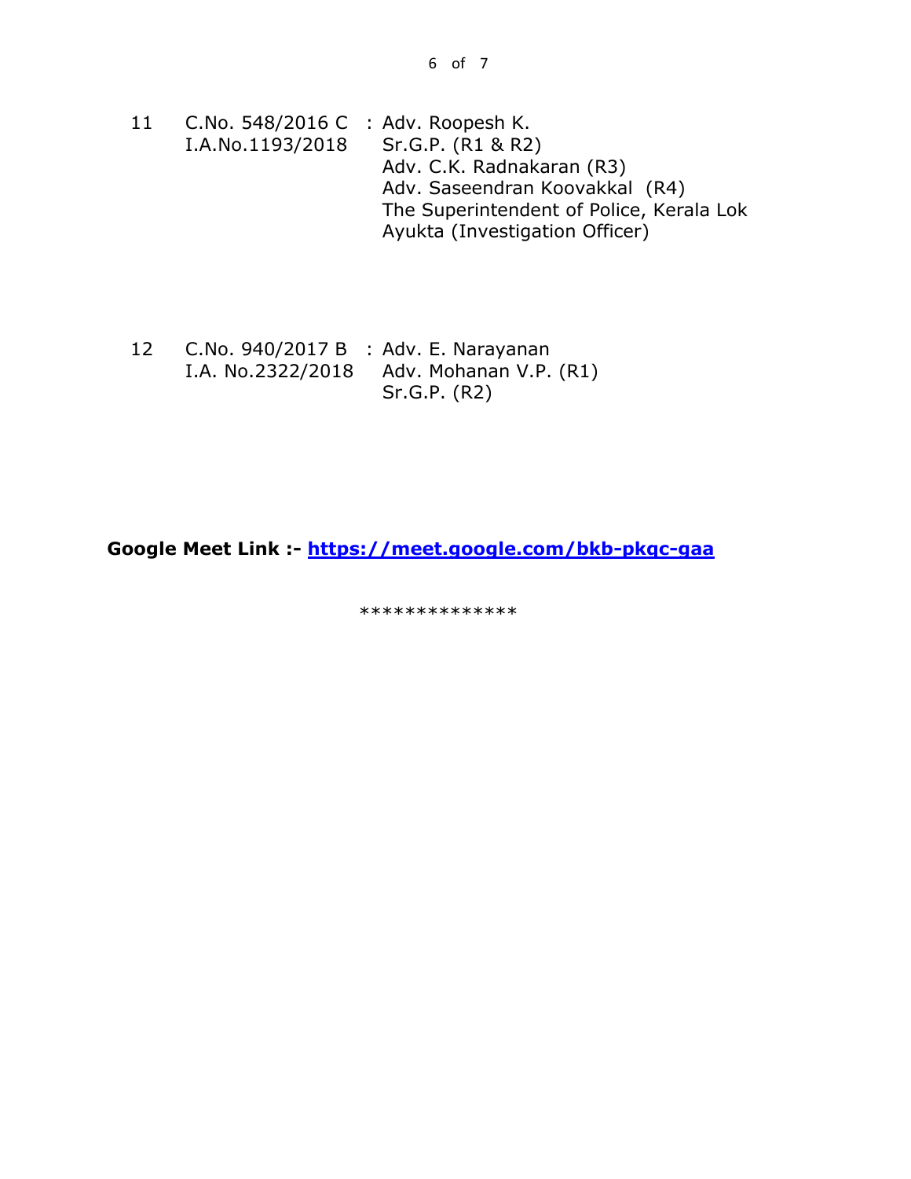| | | |
|---|---|---|
| 11 | C.No. 548/2016 C<br>I.A.No.1193/2018 | : Adv. Roopesh K.<br>Sr.G.P. (R1 & R2)<br>Adv. C.K. Radnakaran (R3)<br>Adv. Saseendran Koovakkal (R4)<br>The Superintendent of Police, Kerala Lok Ayukta (Investigation Officer) |
| 12 | C.No. 940/2017 B<br>I.A. No.2322/2018 | : Adv. E. Narayanan<br>Adv. Mohanan V.P. (R1)<br>Sr.G.P. (R2) |

**Google Meet Link :- [https://meet.google.com/bkb-pkqc-gaa](https://meet.google.com/bkb-pkqc-gaa)**

**************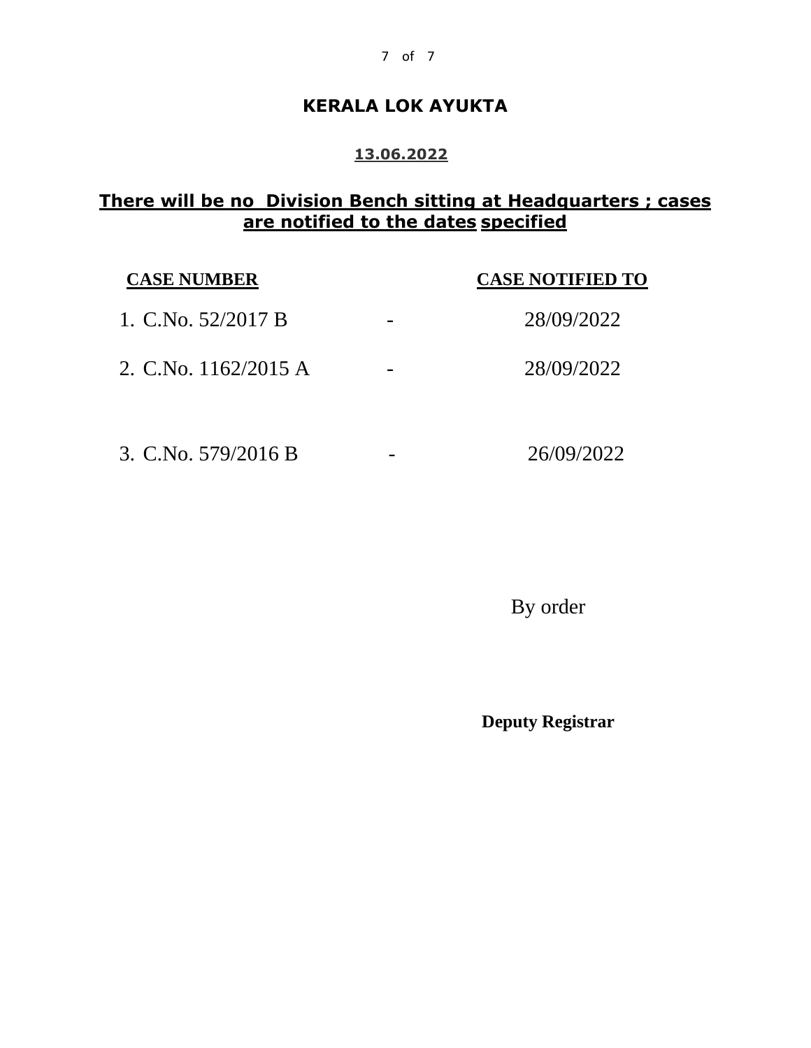# KERALA LOK AYUKTA

**13.06.2022**

**There will be no Division Bench sitting at Headquarters ; cases are notified to the dates specified**

| CASE NUMBER | | CASE NOTIFIED TO |
|---|---|---|
| 1. C.No. 52/2017 B | - | 28/09/2022 |
| 2. C.No. 1162/2015 A | - | 28/09/2022 |
| 3. C.No. 579/2016 B | - | 26/09/2022 |

By order

**Deputy Registrar**